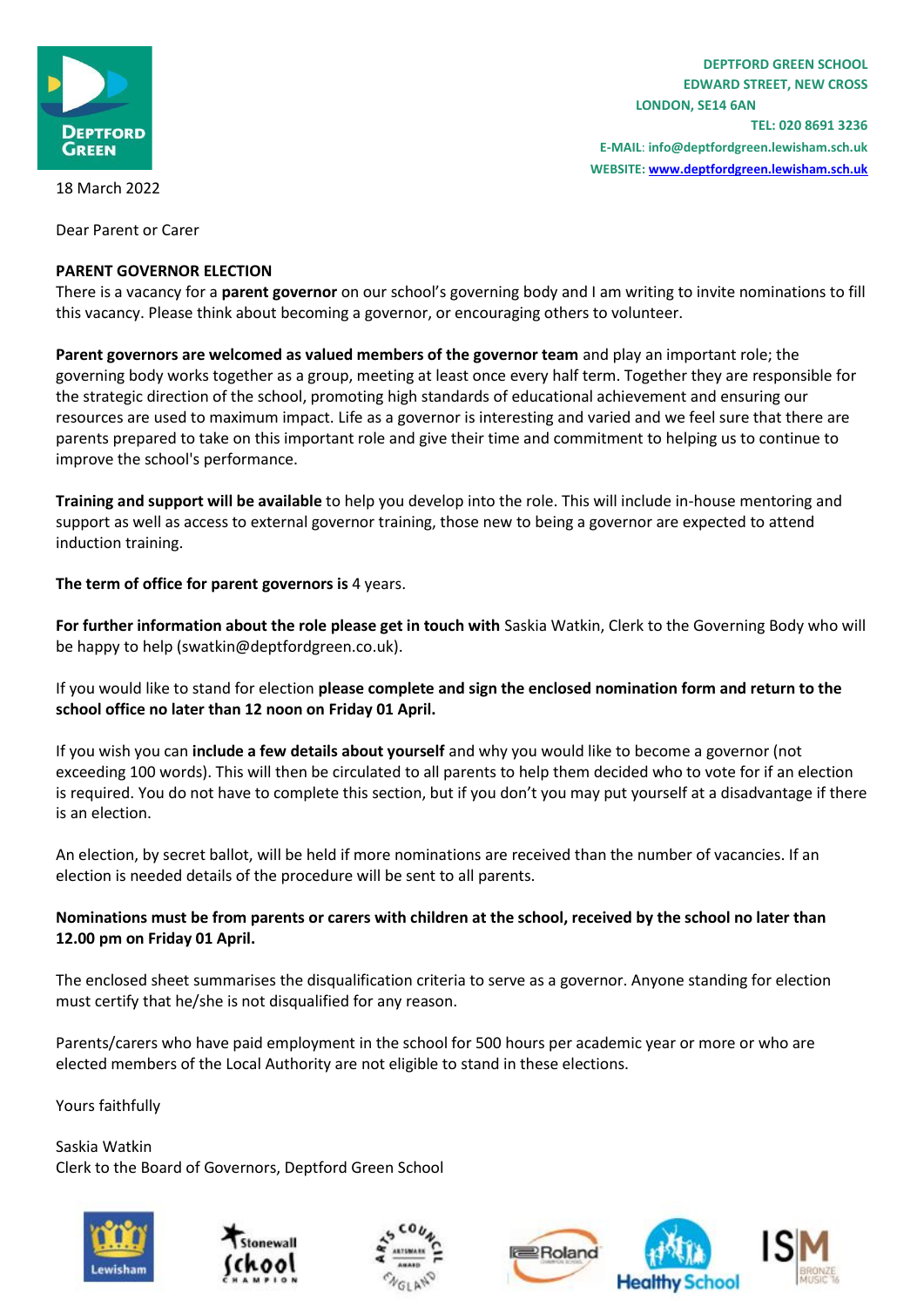**DEPTFORD GREEN SCHOOL**
**EDWARD STREET, NEW CROSS**
**LONDON, SE14 6AN**
**TEL: 020 8691 3236**
**E-MAIL: info@deptfordgreen.lewisham.sch.uk**
**WEBSITE: www.deptfordgreen.lewisham.sch.uk**

18 March 2022

Dear Parent or Carer

**PARENT GOVERNOR ELECTION**

There is a vacancy for a **parent governor** on our school's governing body and I am writing to invite nominations to fill this vacancy. Please think about becoming a governor, or encouraging others to volunteer.

**Parent governors are welcomed as valued members of the governor team** and play an important role; the governing body works together as a group, meeting at least once every half term. Together they are responsible for the strategic direction of the school, promoting high standards of educational achievement and ensuring our resources are used to maximum impact. Life as a governor is interesting and varied and we feel sure that there are parents prepared to take on this important role and give their time and commitment to helping us to continue to improve the school's performance.

**Training and support will be available** to help you develop into the role. This will include in-house mentoring and support as well as access to external governor training, those new to being a governor are expected to attend induction training.

**The term of office for parent governors is** 4 years.

**For further information about the role please get in touch with** Saskia Watkin, Clerk to the Governing Body who will be happy to help (swatkin@deptfordgreen.co.uk).

If you would like to stand for election **please complete and sign the enclosed nomination form and return to the school office no later than 12 noon on Friday 01 April.**

If you wish you can **include a few details about yourself** and why you would like to become a governor (not exceeding 100 words). This will then be circulated to all parents to help them decided who to vote for if an election is required. You do not have to complete this section, but if you don't you may put yourself at a disadvantage if there is an election.

An election, by secret ballot, will be held if more nominations are received than the number of vacancies. If an election is needed details of the procedure will be sent to all parents.

**Nominations must be from parents or carers with children at the school, received by the school no later than 12.00 pm on Friday 01 April.**

The enclosed sheet summarises the disqualification criteria to serve as a governor. Anyone standing for election must certify that he/she is not disqualified for any reason.

Parents/carers who have paid employment in the school for 500 hours per academic year or more or who are elected members of the Local Authority are not eligible to stand in these elections.

Yours faithfully

Saskia Watkin
Clerk to the Board of Governors, Deptford Green School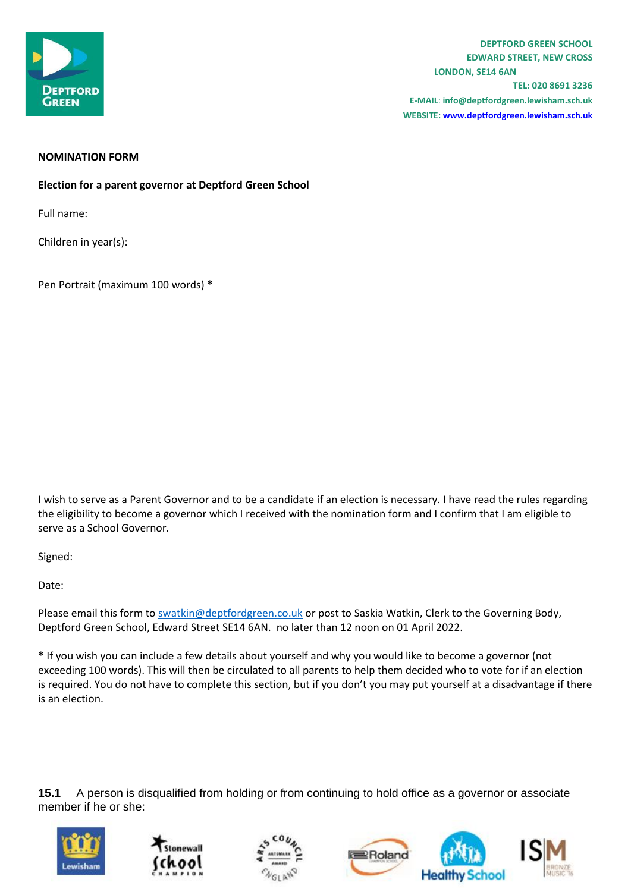DEPTFORD GREEN SCHOOL
EDWARD STREET, NEW CROSS
LONDON, SE14 6AN
TEL: 020 8691 3236
E-MAIL: info@deptfordgreen.lewisham.sch.uk
WEBSITE: www.deptfordgreen.lewisham.sch.uk

**NOMINATION FORM**

**Election for a parent governor at Deptford Green School**

Full name:

Children in year(s):

Pen Portrait (maximum 100 words) *

I wish to serve as a Parent Governor and to be a candidate if an election is necessary. I have read the rules regarding the eligibility to become a governor which I received with the nomination form and I confirm that I am eligible to serve as a School Governor.

Signed:

Date:

Please email this form to swatkin@deptfordgreen.co.uk or post to Saskia Watkin, Clerk to the Governing Body, Deptford Green School, Edward Street SE14 6AN. no later than 12 noon on 01 April 2022.

* If you wish you can include a few details about yourself and why you would like to become a governor (not exceeding 100 words). This will then be circulated to all parents to help them decided who to vote for if an election is required. You do not have to complete this section, but if you don't you may put yourself at a disadvantage if there is an election.

**15.1** A person is disqualified from holding or from continuing to hold office as a governor or associate member if he or she: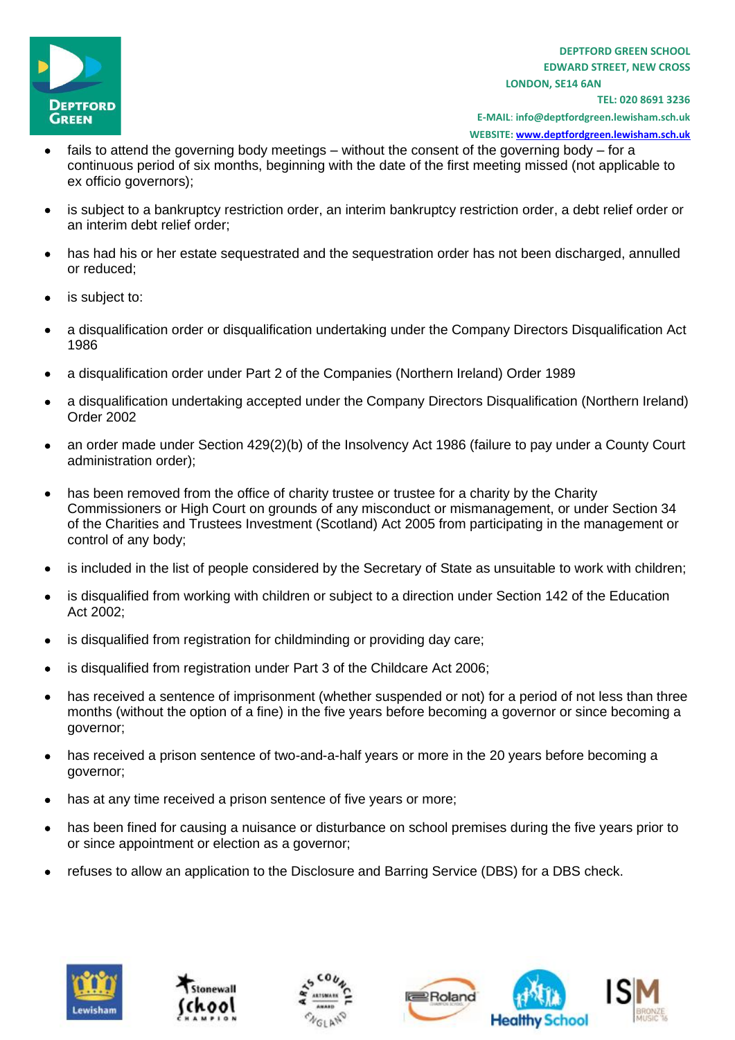- fails to attend the governing body meetings – without the consent of the governing body – for a continuous period of six months, beginning with the date of the first meeting missed (not applicable to ex officio governors);
- is subject to a bankruptcy restriction order, an interim bankruptcy restriction order, a debt relief order or an interim debt relief order;
- has had his or her estate sequestrated and the sequestration order has not been discharged, annulled or reduced;
- is subject to:
- a disqualification order or disqualification undertaking under the Company Directors Disqualification Act 1986
- a disqualification order under Part 2 of the Companies (Northern Ireland) Order 1989
- a disqualification undertaking accepted under the Company Directors Disqualification (Northern Ireland) Order 2002
- an order made under Section 429(2)(b) of the Insolvency Act 1986 (failure to pay under a County Court administration order);
- has been removed from the office of charity trustee or trustee for a charity by the Charity Commissioners or High Court on grounds of any misconduct or mismanagement, or under Section 34 of the Charities and Trustees Investment (Scotland) Act 2005 from participating in the management or control of any body;
- is included in the list of people considered by the Secretary of State as unsuitable to work with children;
- is disqualified from working with children or subject to a direction under Section 142 of the Education Act 2002;
- is disqualified from registration for childminding or providing day care;
- is disqualified from registration under Part 3 of the Childcare Act 2006;
- has received a sentence of imprisonment (whether suspended or not) for a period of not less than three months (without the option of a fine) in the five years before becoming a governor or since becoming a governor;
- has received a prison sentence of two-and-a-half years or more in the 20 years before becoming a governor;
- has at any time received a prison sentence of five years or more;
- has been fined for causing a nuisance or disturbance on school premises during the five years prior to or since appointment or election as a governor;
- refuses to allow an application to the Disclosure and Barring Service (DBS) for a DBS check.